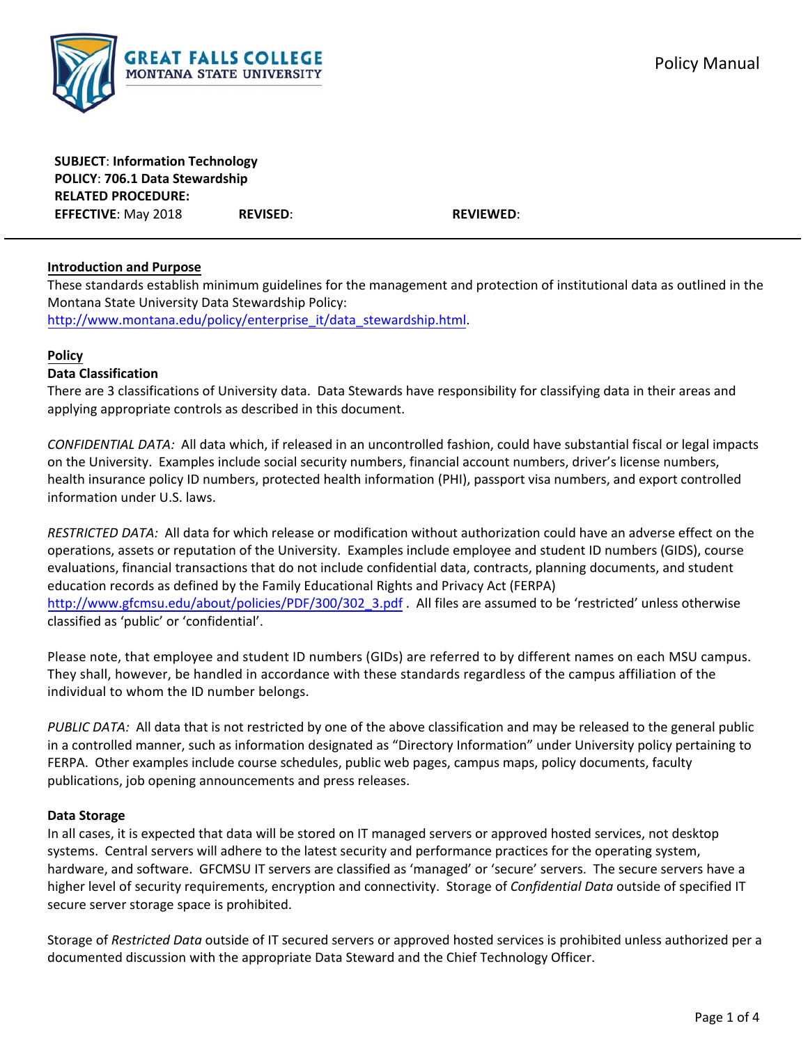**SUBJECT**: Information Technology
**POLICY**: 706.1 Data Stewardship
**RELATED PROCEDURE:**
**EFFECTIVE**: May 2018 **REVISED**: **REVIEWED**:

---

## Introduction and Purpose

These standards establish minimum guidelines for the management and protection of institutional data as outlined in the Montana State University Data Stewardship Policy: [http://www.montana.edu/policy/enterprise_it/data_stewardship.html](http://www.montana.edu/policy/enterprise_it/data_stewardship.html).

## Policy

### Data Classification

There are 3 classifications of University data. Data Stewards have responsibility for classifying data in their areas and applying appropriate controls as described in this document.

*CONFIDENTIAL DATA:* All data which, if released in an uncontrolled fashion, could have substantial fiscal or legal impacts on the University. Examples include social security numbers, financial account numbers, driver's license numbers, health insurance policy ID numbers, protected health information (PHI), passport visa numbers, and export controlled information under U.S. laws.

*RESTRICTED DATA:* All data for which release or modification without authorization could have an adverse effect on the operations, assets or reputation of the University. Examples include employee and student ID numbers (GIDS), course evaluations, financial transactions that do not include confidential data, contracts, planning documents, and student education records as defined by the Family Educational Rights and Privacy Act (FERPA) [http://www.gfcmsu.edu/about/policies/PDF/300/302_3.pdf](http://www.gfcmsu.edu/about/policies/PDF/300/302_3.pdf) . All files are assumed to be 'restricted' unless otherwise classified as 'public' or 'confidential'.

Please note, that employee and student ID numbers (GIDs) are referred to by different names on each MSU campus. They shall, however, be handled in accordance with these standards regardless of the campus affiliation of the individual to whom the ID number belongs.

*PUBLIC DATA:* All data that is not restricted by one of the above classification and may be released to the general public in a controlled manner, such as information designated as "Directory Information" under University policy pertaining to FERPA. Other examples include course schedules, public web pages, campus maps, policy documents, faculty publications, job opening announcements and press releases.

### Data Storage

In all cases, it is expected that data will be stored on IT managed servers or approved hosted services, not desktop systems. Central servers will adhere to the latest security and performance practices for the operating system, hardware, and software. GFCMSU IT servers are classified as 'managed' or 'secure' servers. The secure servers have a higher level of security requirements, encryption and connectivity. Storage of *Confidential Data* outside of specified IT secure server storage space is prohibited.

Storage of *Restricted Data* outside of IT secured servers or approved hosted services is prohibited unless authorized per a documented discussion with the appropriate Data Steward and the Chief Technology Officer.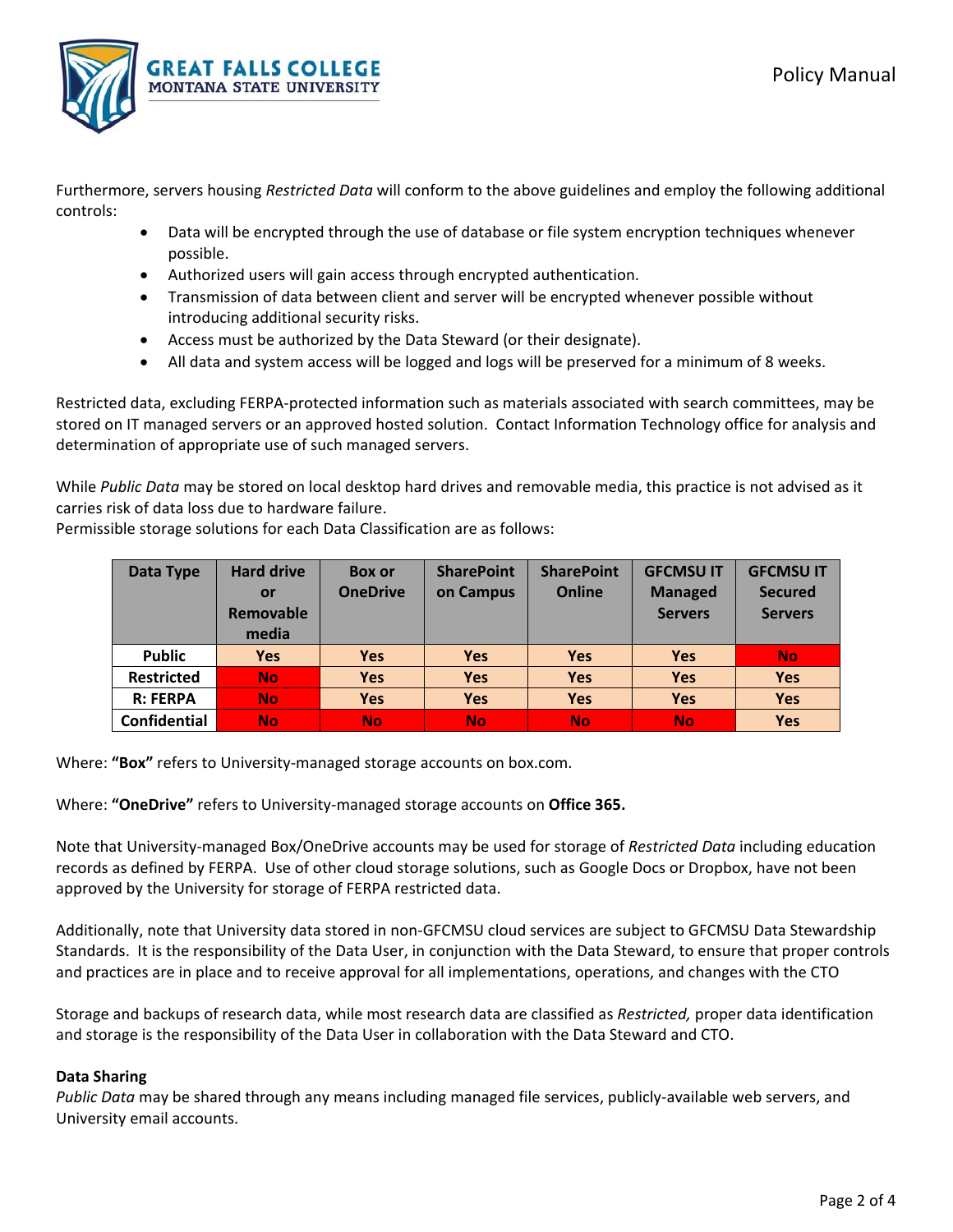Furthermore, servers housing *Restricted Data* will conform to the above guidelines and employ the following additional controls:

- Data will be encrypted through the use of database or file system encryption techniques whenever possible.
- Authorized users will gain access through encrypted authentication.
- Transmission of data between client and server will be encrypted whenever possible without introducing additional security risks.
- Access must be authorized by the Data Steward (or their designate).
- All data and system access will be logged and logs will be preserved for a minimum of 8 weeks.

Restricted data, excluding FERPA-protected information such as materials associated with search committees, may be stored on IT managed servers or an approved hosted solution. Contact Information Technology office for analysis and determination of appropriate use of such managed servers.

While *Public Data* may be stored on local desktop hard drives and removable media, this practice is not advised as it carries risk of data loss due to hardware failure.
Permissible storage solutions for each Data Classification are as follows:

| Data Type | Hard drive or Removable media | Box or OneDrive | SharePoint on Campus | SharePoint Online | GFCMSU IT Managed Servers | GFCMSU IT Secured Servers |
|---|---|---|---|---|---|---|
| **Public** | **Yes** | **Yes** | **Yes** | **Yes** | **Yes** | **No** |
| **Restricted** | **No** | **Yes** | **Yes** | **Yes** | **Yes** | **Yes** |
| **R: FERPA** | **No** | **Yes** | **Yes** | **Yes** | **Yes** | **Yes** |
| **Confidential** | **No** | **No** | **No** | **No** | **No** | **Yes** |

Where: **"Box"** refers to University-managed storage accounts on box.com.

Where: **"OneDrive"** refers to University-managed storage accounts on **Office 365.**

Note that University-managed Box/OneDrive accounts may be used for storage of *Restricted Data* including education records as defined by FERPA. Use of other cloud storage solutions, such as Google Docs or Dropbox, have not been approved by the University for storage of FERPA restricted data.

Additionally, note that University data stored in non-GFCMSU cloud services are subject to GFCMSU Data Stewardship Standards. It is the responsibility of the Data User, in conjunction with the Data Steward, to ensure that proper controls and practices are in place and to receive approval for all implementations, operations, and changes with the CTO

Storage and backups of research data, while most research data are classified as *Restricted,* proper data identification and storage is the responsibility of the Data User in collaboration with the Data Steward and CTO.

**Data Sharing**
*Public Data* may be shared through any means including managed file services, publicly-available web servers, and University email accounts.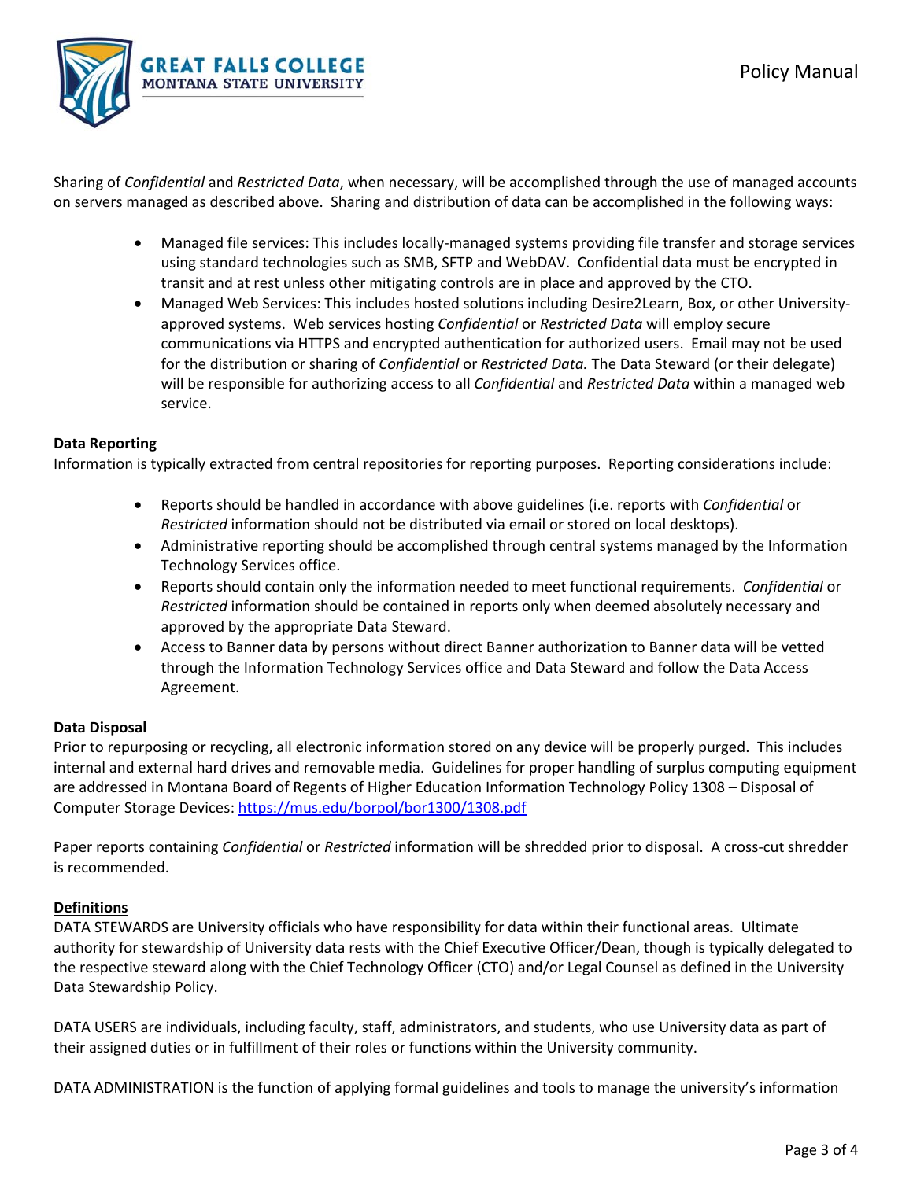Sharing of *Confidential* and *Restricted Data*, when necessary, will be accomplished through the use of managed accounts on servers managed as described above. Sharing and distribution of data can be accomplished in the following ways:

- Managed file services: This includes locally-managed systems providing file transfer and storage services using standard technologies such as SMB, SFTP and WebDAV. Confidential data must be encrypted in transit and at rest unless other mitigating controls are in place and approved by the CTO.
- Managed Web Services: This includes hosted solutions including Desire2Learn, Box, or other University-approved systems. Web services hosting *Confidential* or *Restricted Data* will employ secure communications via HTTPS and encrypted authentication for authorized users. Email may not be used for the distribution or sharing of *Confidential* or *Restricted Data.* The Data Steward (or their delegate) will be responsible for authorizing access to all *Confidential* and *Restricted Data* within a managed web service.

**Data Reporting**

Information is typically extracted from central repositories for reporting purposes. Reporting considerations include:

- Reports should be handled in accordance with above guidelines (i.e. reports with *Confidential* or *Restricted* information should not be distributed via email or stored on local desktops).
- Administrative reporting should be accomplished through central systems managed by the Information Technology Services office.
- Reports should contain only the information needed to meet functional requirements. *Confidential* or *Restricted* information should be contained in reports only when deemed absolutely necessary and approved by the appropriate Data Steward.
- Access to Banner data by persons without direct Banner authorization to Banner data will be vetted through the Information Technology Services office and Data Steward and follow the Data Access Agreement.

**Data Disposal**

Prior to repurposing or recycling, all electronic information stored on any device will be properly purged. This includes internal and external hard drives and removable media. Guidelines for proper handling of surplus computing equipment are addressed in Montana Board of Regents of Higher Education Information Technology Policy 1308 – Disposal of Computer Storage Devices: [https://mus.edu/borpol/bor1300/1308.pdf](https://mus.edu/borpol/bor1300/1308.pdf)

Paper reports containing *Confidential* or *Restricted* information will be shredded prior to disposal. A cross-cut shredder is recommended.

**Definitions**

DATA STEWARDS are University officials who have responsibility for data within their functional areas. Ultimate authority for stewardship of University data rests with the Chief Executive Officer/Dean, though is typically delegated to the respective steward along with the Chief Technology Officer (CTO) and/or Legal Counsel as defined in the University Data Stewardship Policy.

DATA USERS are individuals, including faculty, staff, administrators, and students, who use University data as part of their assigned duties or in fulfillment of their roles or functions within the University community.

DATA ADMINISTRATION is the function of applying formal guidelines and tools to manage the university's information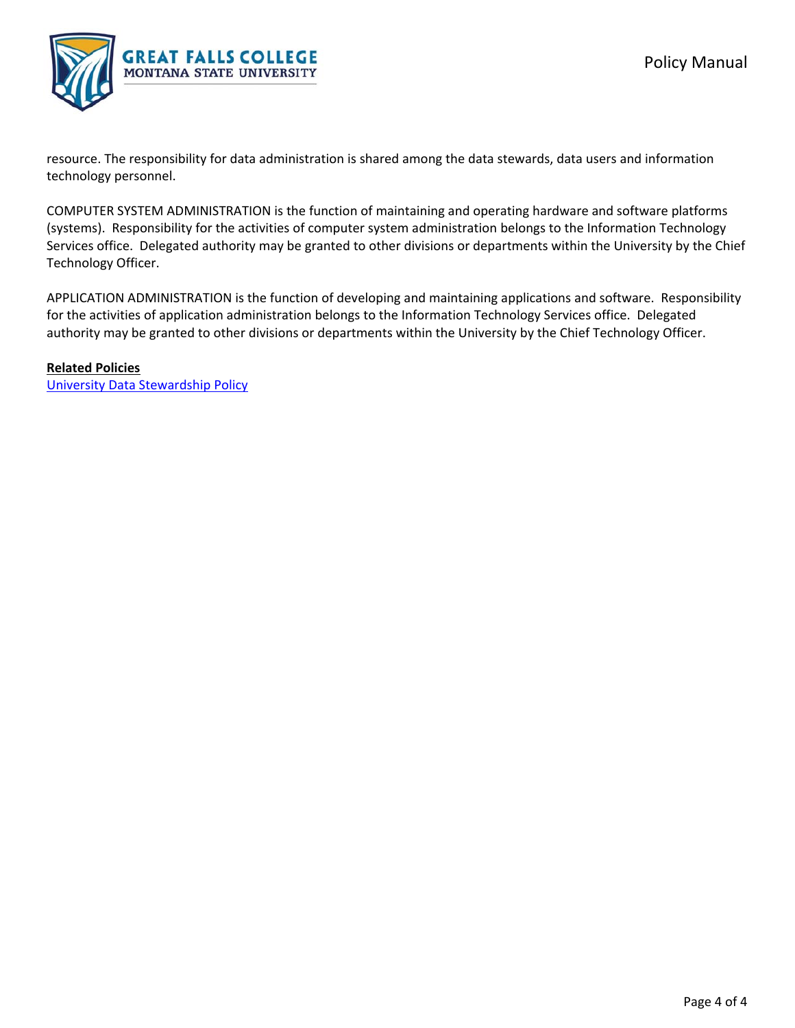resource. The responsibility for data administration is shared among the data stewards, data users and information technology personnel.

COMPUTER SYSTEM ADMINISTRATION is the function of maintaining and operating hardware and software platforms (systems). Responsibility for the activities of computer system administration belongs to the Information Technology Services office. Delegated authority may be granted to other divisions or departments within the University by the Chief Technology Officer.

APPLICATION ADMINISTRATION is the function of developing and maintaining applications and software. Responsibility for the activities of application administration belongs to the Information Technology Services office. Delegated authority may be granted to other divisions or departments within the University by the Chief Technology Officer.

**Related Policies**

University Data Stewardship Policy